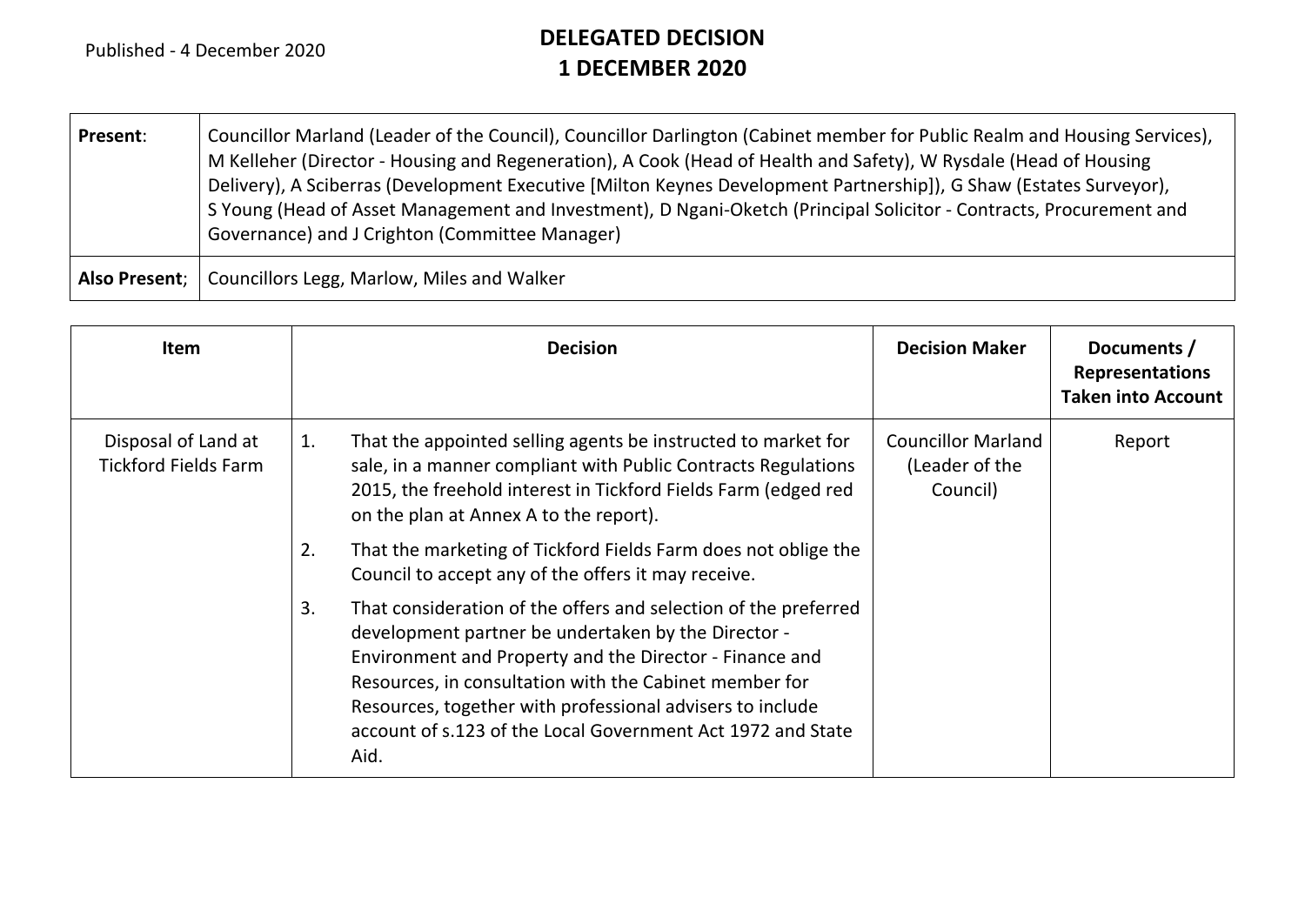Published - 4 December 2020

# DELEGATED DECISION
# 1 DECEMBER 2020

| **Present**: | Councillor Marland (Leader of the Council), Councillor Darlington (Cabinet member for Public Realm and Housing Services), M Kelleher (Director - Housing and Regeneration), A Cook (Head of Health and Safety), W Rysdale (Head of Housing Delivery), A Sciberras (Development Executive [Milton Keynes Development Partnership]), G Shaw (Estates Surveyor), S Young (Head of Asset Management and Investment), D Ngani-Oketch (Principal Solicitor - Contracts, Procurement and Governance) and J Crighton (Committee Manager) |
|---|---|
| **Also Present**; | Councillors Legg, Marlow, Miles and Walker |

| Item | Decision | Decision Maker | Documents / Representations Taken into Account |
|---|---|---|---|
| Disposal of Land at Tickford Fields Farm | 1. That the appointed selling agents be instructed to market for sale, in a manner compliant with Public Contracts Regulations 2015, the freehold interest in Tickford Fields Farm (edged red on the plan at Annex A to the report).<br>2. That the marketing of Tickford Fields Farm does not oblige the Council to accept any of the offers it may receive.<br>3. That consideration of the offers and selection of the preferred development partner be undertaken by the Director - Environment and Property and the Director - Finance and Resources, in consultation with the Cabinet member for Resources, together with professional advisers to include account of s.123 of the Local Government Act 1972 and State Aid. | Councillor Marland (Leader of the Council) | Report |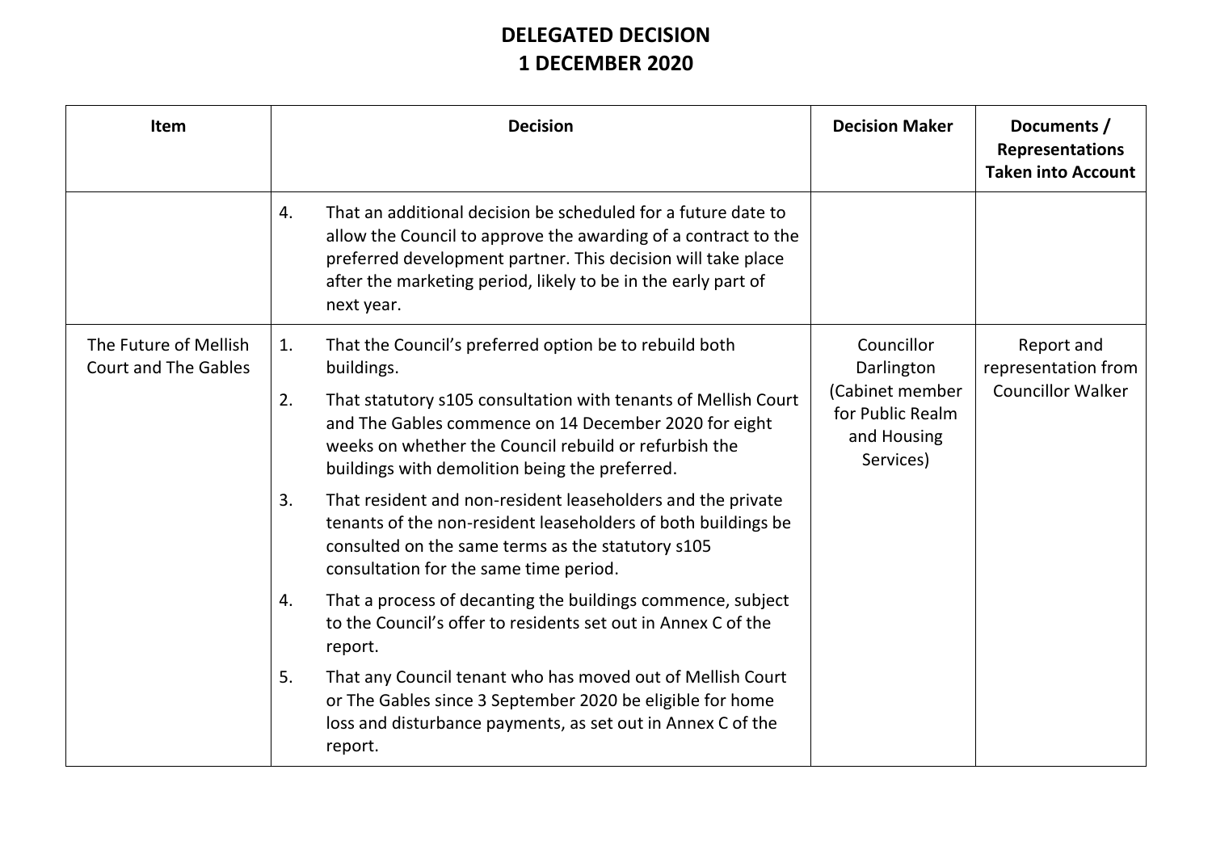# DELEGATED DECISION
# 1 DECEMBER 2020

| Item | Decision | Decision Maker | Documents / Representations Taken into Account |
|---|---|---|---|
| | 4. That an additional decision be scheduled for a future date to allow the Council to approve the awarding of a contract to the preferred development partner. This decision will take place after the marketing period, likely to be in the early part of next year. | | |
| The Future of Mellish Court and The Gables | 1. That the Council's preferred option be to rebuild both buildings.<br>2. That statutory s105 consultation with tenants of Mellish Court and The Gables commence on 14 December 2020 for eight weeks on whether the Council rebuild or refurbish the buildings with demolition being the preferred.<br>3. That resident and non-resident leaseholders and the private tenants of the non-resident leaseholders of both buildings be consulted on the same terms as the statutory s105 consultation for the same time period.<br>4. That a process of decanting the buildings commence, subject to the Council's offer to residents set out in Annex C of the report.<br>5. That any Council tenant who has moved out of Mellish Court or The Gables since 3 September 2020 be eligible for home loss and disturbance payments, as set out in Annex C of the report. | Councillor Darlington (Cabinet member for Public Realm and Housing Services) | Report and representation from Councillor Walker |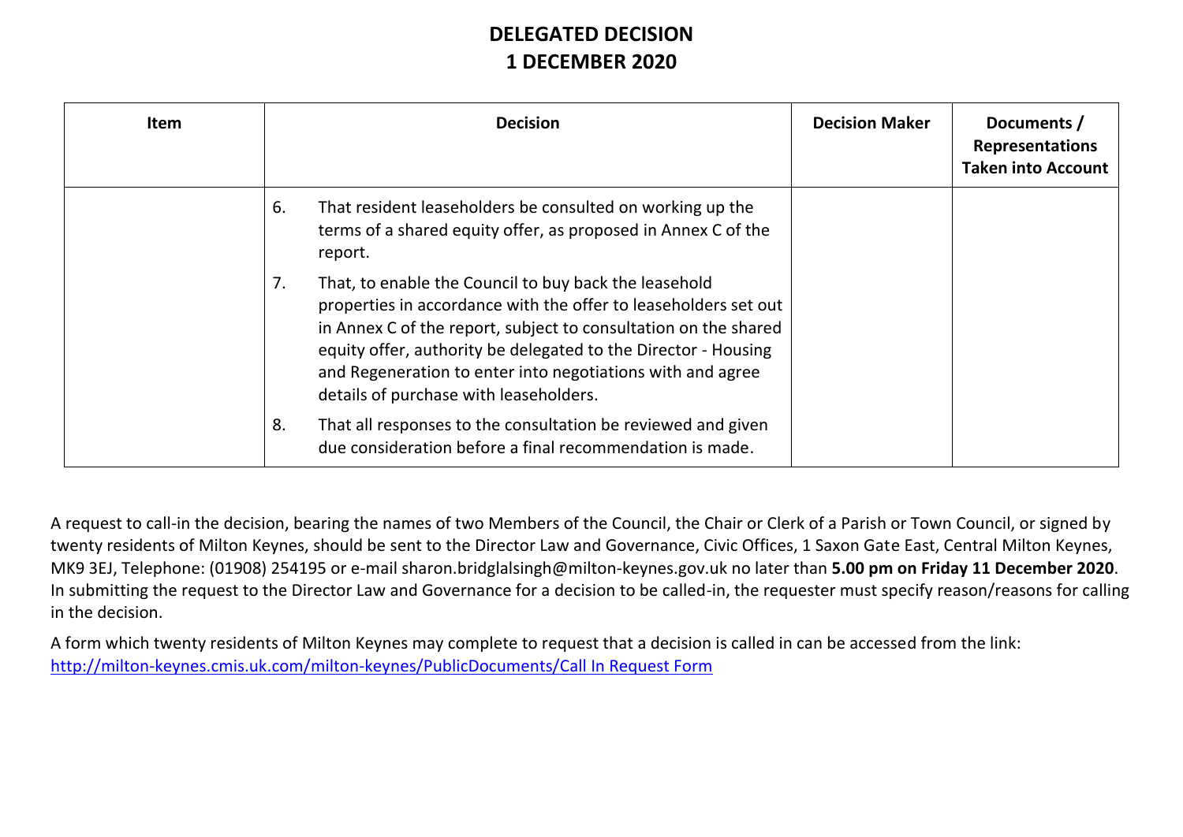# DELEGATED DECISION
# 1 DECEMBER 2020

| Item | Decision | Decision Maker | Documents / Representations Taken into Account |
|---|---|---|---|
| | 6. That resident leaseholders be consulted on working up the terms of a shared equity offer, as proposed in Annex C of the report.<br><br>7. That, to enable the Council to buy back the leasehold properties in accordance with the offer to leaseholders set out in Annex C of the report, subject to consultation on the shared equity offer, authority be delegated to the Director - Housing and Regeneration to enter into negotiations with and agree details of purchase with leaseholders.<br><br>8. That all responses to the consultation be reviewed and given due consideration before a final recommendation is made. | | |

A request to call-in the decision, bearing the names of two Members of the Council, the Chair or Clerk of a Parish or Town Council, or signed by twenty residents of Milton Keynes, should be sent to the Director Law and Governance, Civic Offices, 1 Saxon Gate East, Central Milton Keynes, MK9 3EJ, Telephone: (01908) 254195 or e-mail sharon.bridglalsingh@milton-keynes.gov.uk no later than **5.00 pm on Friday 11 December 2020**. In submitting the request to the Director Law and Governance for a decision to be called-in, the requester must specify reason/reasons for calling in the decision.

A form which twenty residents of Milton Keynes may complete to request that a decision is called in can be accessed from the link: http://milton-keynes.cmis.uk.com/milton-keynes/PublicDocuments/Call In Request Form